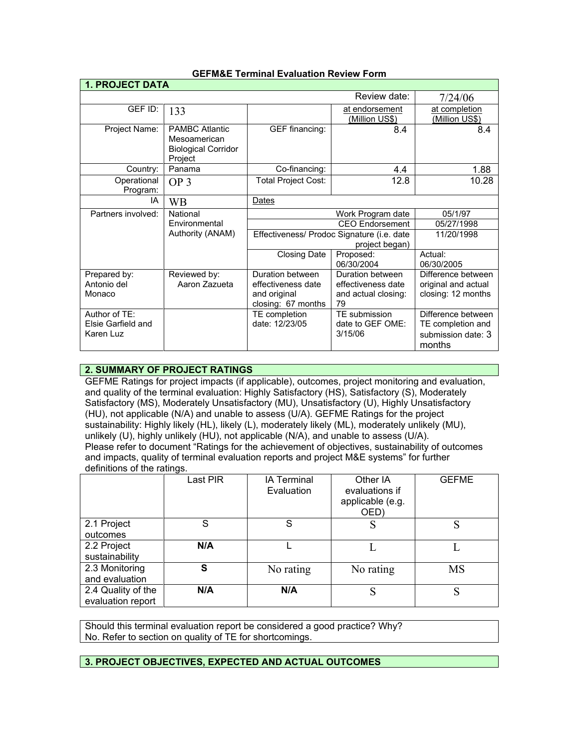# GEFM&E Terminal Evaluation Review Form

## 1. PROJECT DATA

| | | | | |
|---|---|---|---|---|
| | | | Review date: | 7/24/06 |
| GEF ID: | 133 | | at endorsement (Million US$) | at completion (Million US$) |
| Project Name: | PAMBC Atlantic Mesoamerican Biological Corridor Project | GEF financing: | 8.4 | 8.4 |
| Country: | Panama | Co-financing: | 4.4 | 1.88 |
| Operational Program: | OP 3 | Total Project Cost: | 12.8 | 10.28 |
| IA | WB | Dates | | |
| Partners involved: | National Environmental Authority (ANAM) | | Work Program date | 05/1/97 |
| | | | CEO Endorsement | 05/27/1998 |
| | | Effectiveness/ Prodoc Signature (i.e. date project began) | | 11/20/1998 |
| | | Closing Date | Proposed: 06/30/2004 | Actual: 06/30/2005 |
| Prepared by: Antonio del Monaco | Reviewed by: Aaron Zazueta | Duration between effectiveness date and original closing: 67 months | Duration between effectiveness date and actual closing: 79 | Difference between original and actual closing: 12 months |
| Author of TE: Elsie Garfield and Karen Luz | | TE completion date: 12/23/05 | TE submission date to GEF OME: 3/15/06 | Difference between TE completion and submission date: 3 months |

## 2. SUMMARY OF PROJECT RATINGS

GEFME Ratings for project impacts (if applicable), outcomes, project monitoring and evaluation, and quality of the terminal evaluation: Highly Satisfactory (HS), Satisfactory (S), Moderately Satisfactory (MS), Moderately Unsatisfactory (MU), Unsatisfactory (U), Highly Unsatisfactory (HU), not applicable (N/A) and unable to assess (U/A). GEFME Ratings for the project sustainability: Highly likely (HL), likely (L), moderately likely (ML), moderately unlikely (MU), unlikely (U), highly unlikely (HU), not applicable (N/A), and unable to assess (U/A).
Please refer to document "Ratings for the achievement of objectives, sustainability of outcomes and impacts, quality of terminal evaluation reports and project M&E systems" for further definitions of the ratings.

| | Last PIR | IA Terminal Evaluation | Other IA evaluations if applicable (e.g. OED) | GEFME |
|---|---|---|---|---|
| 2.1 Project outcomes | S | S | S | S |
| 2.2 Project sustainability | **N/A** | L | L | L |
| 2.3 Monitoring and evaluation | **S** | No rating | No rating | MS |
| 2.4 Quality of the evaluation report | **N/A** | **N/A** | S | S |

Should this terminal evaluation report be considered a good practice? Why?
No. Refer to section on quality of TE for shortcomings.

## 3. PROJECT OBJECTIVES, EXPECTED AND ACTUAL OUTCOMES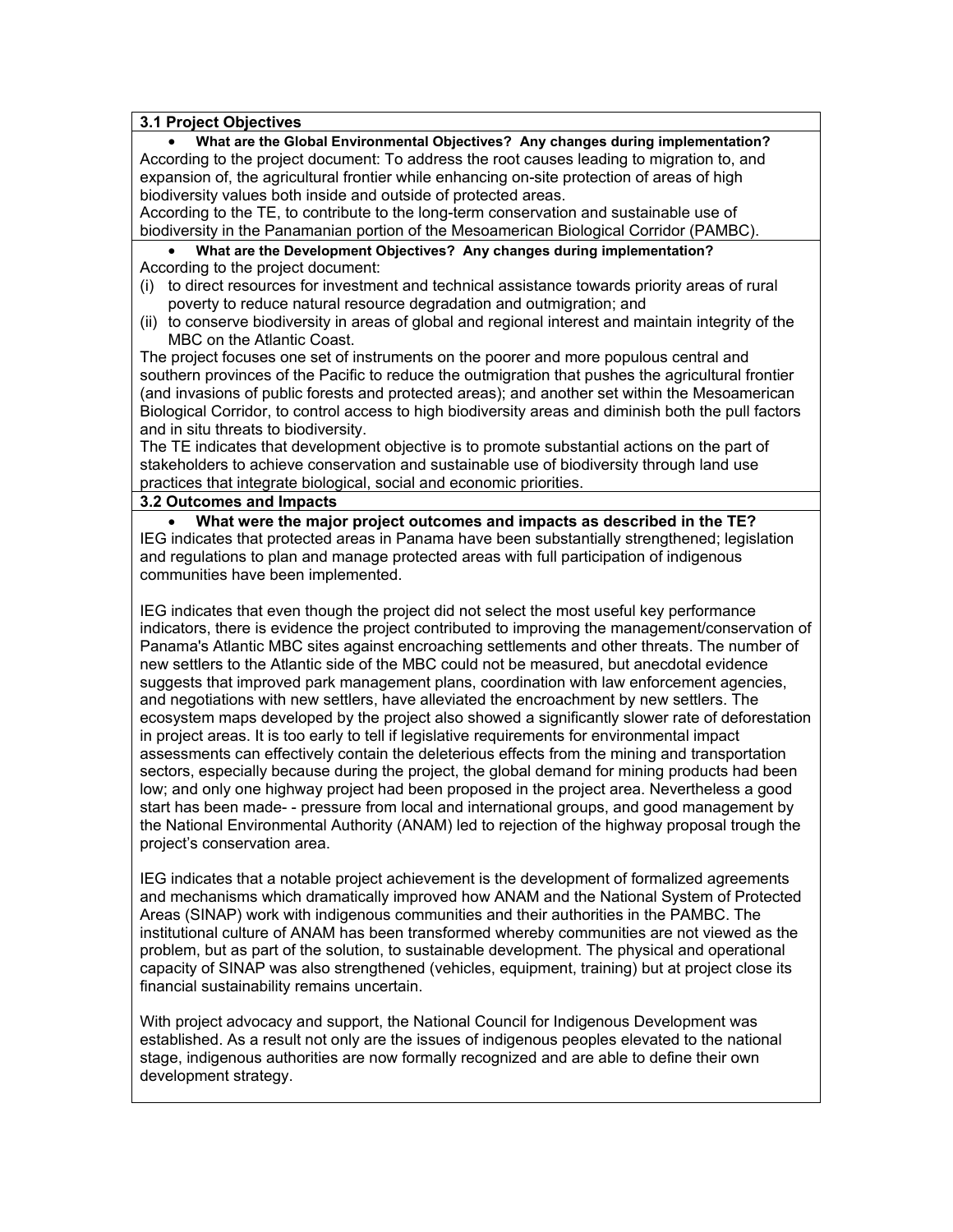### 3.1 Project Objectives

- **What are the Global Environmental Objectives? Any changes during implementation?**

According to the project document: To address the root causes leading to migration to, and expansion of, the agricultural frontier while enhancing on-site protection of areas of high biodiversity values both inside and outside of protected areas.
According to the TE, to contribute to the long-term conservation and sustainable use of biodiversity in the Panamanian portion of the Mesoamerican Biological Corridor (PAMBC).

- **What are the Development Objectives? Any changes during implementation?**

According to the project document:

(i) to direct resources for investment and technical assistance towards priority areas of rural poverty to reduce natural resource degradation and outmigration; and
(ii) to conserve biodiversity in areas of global and regional interest and maintain integrity of the MBC on the Atlantic Coast.

The project focuses one set of instruments on the poorer and more populous central and southern provinces of the Pacific to reduce the outmigration that pushes the agricultural frontier (and invasions of public forests and protected areas); and another set within the Mesoamerican Biological Corridor, to control access to high biodiversity areas and diminish both the pull factors and in situ threats to biodiversity.
The TE indicates that development objective is to promote substantial actions on the part of stakeholders to achieve conservation and sustainable use of biodiversity through land use practices that integrate biological, social and economic priorities.

### 3.2 Outcomes and Impacts

- **What were the major project outcomes and impacts as described in the TE?**

IEG indicates that protected areas in Panama have been substantially strengthened; legislation and regulations to plan and manage protected areas with full participation of indigenous communities have been implemented.

IEG indicates that even though the project did not select the most useful key performance indicators, there is evidence the project contributed to improving the management/conservation of Panama's Atlantic MBC sites against encroaching settlements and other threats. The number of new settlers to the Atlantic side of the MBC could not be measured, but anecdotal evidence suggests that improved park management plans, coordination with law enforcement agencies, and negotiations with new settlers, have alleviated the encroachment by new settlers. The ecosystem maps developed by the project also showed a significantly slower rate of deforestation in project areas. It is too early to tell if legislative requirements for environmental impact assessments can effectively contain the deleterious effects from the mining and transportation sectors, especially because during the project, the global demand for mining products had been low; and only one highway project had been proposed in the project area. Nevertheless a good start has been made- - pressure from local and international groups, and good management by the National Environmental Authority (ANAM) led to rejection of the highway proposal trough the project's conservation area.

IEG indicates that a notable project achievement is the development of formalized agreements and mechanisms which dramatically improved how ANAM and the National System of Protected Areas (SINAP) work with indigenous communities and their authorities in the PAMBC. The institutional culture of ANAM has been transformed whereby communities are not viewed as the problem, but as part of the solution, to sustainable development. The physical and operational capacity of SINAP was also strengthened (vehicles, equipment, training) but at project close its financial sustainability remains uncertain.

With project advocacy and support, the National Council for Indigenous Development was established. As a result not only are the issues of indigenous peoples elevated to the national stage, indigenous authorities are now formally recognized and are able to define their own development strategy.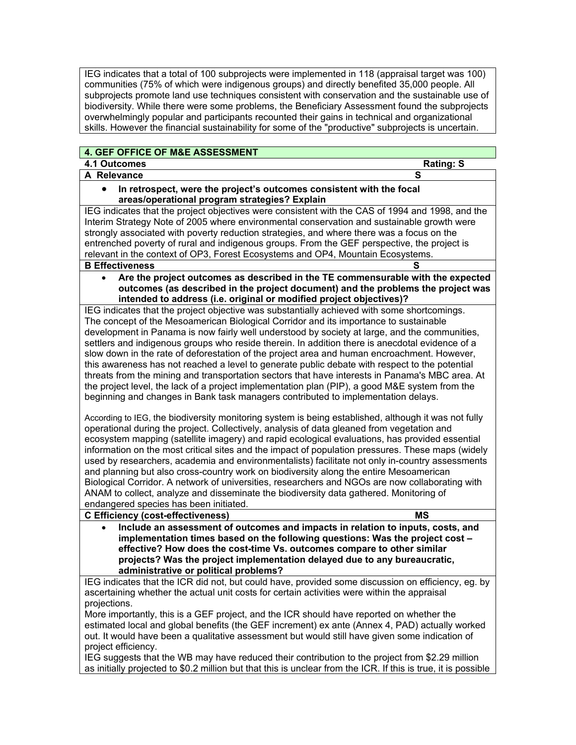IEG indicates that a total of 100 subprojects were implemented in 118 (appraisal target was 100) communities (75% of which were indigenous groups) and directly benefited 35,000 people. All subprojects promote land use techniques consistent with conservation and the sustainable use of biodiversity. While there were some problems, the Beneficiary Assessment found the subprojects overwhelmingly popular and participants recounted their gains in technical and organizational skills. However the financial sustainability for some of the "productive" subprojects is uncertain.

## 4. GEF OFFICE OF M&E ASSESSMENT

### 4.1 Outcomes — Rating: S

**A Relevance — S**

- **In retrospect, were the project's outcomes consistent with the focal areas/operational program strategies? Explain**

IEG indicates that the project objectives were consistent with the CAS of 1994 and 1998, and the Interim Strategy Note of 2005 where environmental conservation and sustainable growth were strongly associated with poverty reduction strategies, and where there was a focus on the entrenched poverty of rural and indigenous groups. From the GEF perspective, the project is relevant in the context of OP3, Forest Ecosystems and OP4, Mountain Ecosystems.

**B Effectiveness — S**

- **Are the project outcomes as described in the TE commensurable with the expected outcomes (as described in the project document) and the problems the project was intended to address (i.e. original or modified project objectives)?**

IEG indicates that the project objective was substantially achieved with some shortcomings. The concept of the Mesoamerican Biological Corridor and its importance to sustainable development in Panama is now fairly well understood by society at large, and the communities, settlers and indigenous groups who reside therein. In addition there is anecdotal evidence of a slow down in the rate of deforestation of the project area and human encroachment. However, this awareness has not reached a level to generate public debate with respect to the potential threats from the mining and transportation sectors that have interests in Panama's MBC area. At the project level, the lack of a project implementation plan (PIP), a good M&E system from the beginning and changes in Bank task managers contributed to implementation delays.

According to IEG, the biodiversity monitoring system is being established, although it was not fully operational during the project. Collectively, analysis of data gleaned from vegetation and ecosystem mapping (satellite imagery) and rapid ecological evaluations, has provided essential information on the most critical sites and the impact of population pressures. These maps (widely used by researchers, academia and environmentalists) facilitate not only in-country assessments and planning but also cross-country work on biodiversity along the entire Mesoamerican Biological Corridor. A network of universities, researchers and NGOs are now collaborating with ANAM to collect, analyze and disseminate the biodiversity data gathered. Monitoring of endangered species has been initiated.

**C Efficiency (cost-effectiveness) — MS**

- **Include an assessment of outcomes and impacts in relation to inputs, costs, and implementation times based on the following questions: Was the project cost – effective? How does the cost-time Vs. outcomes compare to other similar projects? Was the project implementation delayed due to any bureaucratic, administrative or political problems?**

IEG indicates that the ICR did not, but could have, provided some discussion on efficiency, eg. by ascertaining whether the actual unit costs for certain activities were within the appraisal projections.
More importantly, this is a GEF project, and the ICR should have reported on whether the estimated local and global benefits (the GEF increment) ex ante (Annex 4, PAD) actually worked out. It would have been a qualitative assessment but would still have given some indication of project efficiency.
IEG suggests that the WB may have reduced their contribution to the project from $2.29 million as initially projected to $0.2 million but that this is unclear from the ICR. If this is true, it is possible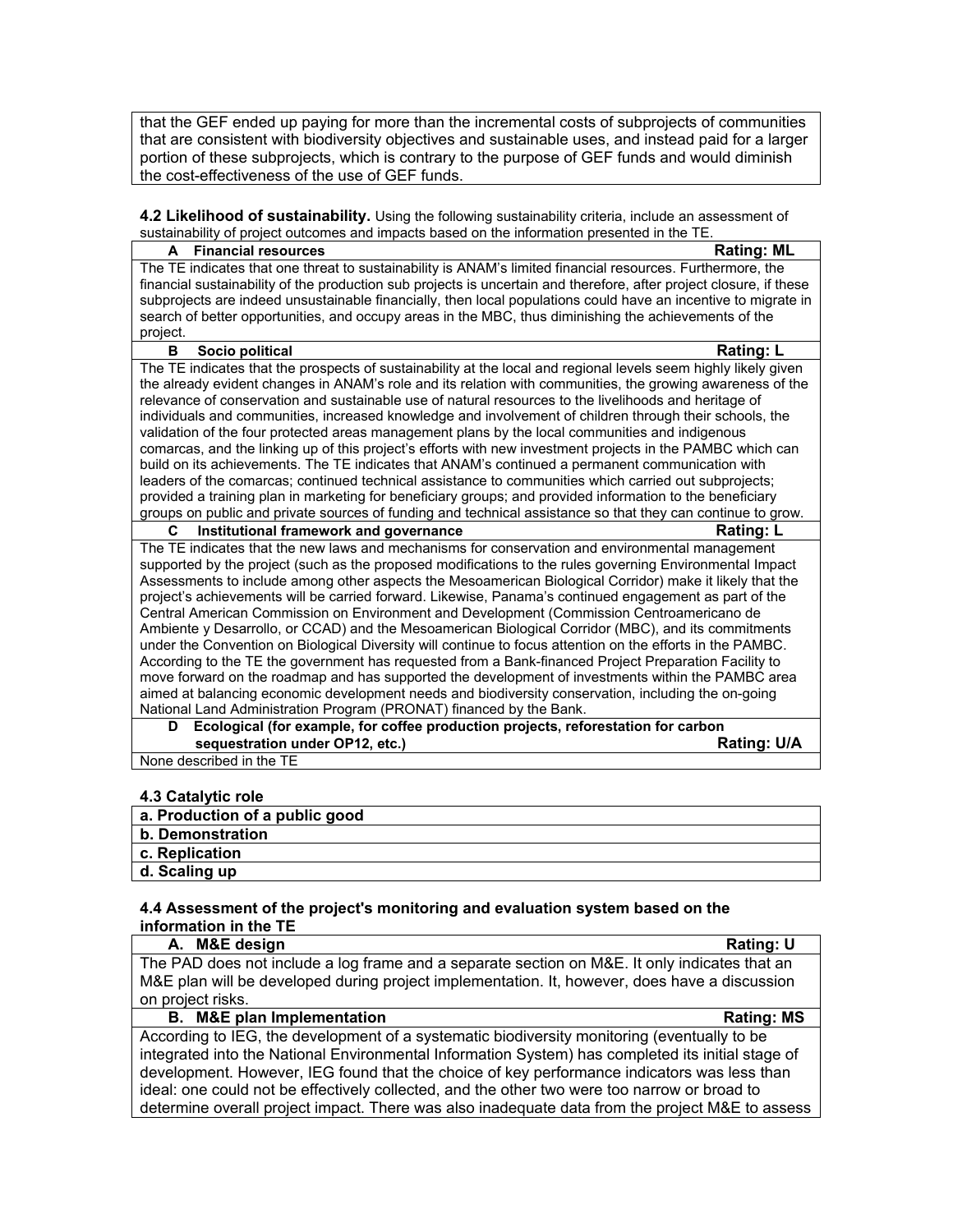that the GEF ended up paying for more than the incremental costs of subprojects of communities that are consistent with biodiversity objectives and sustainable uses, and instead paid for a larger portion of these subprojects, which is contrary to the purpose of GEF funds and would diminish the cost-effectiveness of the use of GEF funds.

**4.2 Likelihood of sustainability.** Using the following sustainability criteria, include an assessment of sustainability of project outcomes and impacts based on the information presented in the TE.

| **A Financial resources** | **Rating: ML** |
|---|---|
| The TE indicates that one threat to sustainability is ANAM's limited financial resources. Furthermore, the financial sustainability of the production sub projects is uncertain and therefore, after project closure, if these subprojects are indeed unsustainable financially, then local populations could have an incentive to migrate in search of better opportunities, and occupy areas in the MBC, thus diminishing the achievements of the project. | |
| **B Socio political** | **Rating: L** |
| The TE indicates that the prospects of sustainability at the local and regional levels seem highly likely given the already evident changes in ANAM's role and its relation with communities, the growing awareness of the relevance of conservation and sustainable use of natural resources to the livelihoods and heritage of individuals and communities, increased knowledge and involvement of children through their schools, the validation of the four protected areas management plans by the local communities and indigenous comarcas, and the linking up of this project's efforts with new investment projects in the PAMBC which can build on its achievements. The TE indicates that ANAM's continued a permanent communication with leaders of the comarcas; continued technical assistance to communities which carried out subprojects; provided a training plan in marketing for beneficiary groups; and provided information to the beneficiary groups on public and private sources of funding and technical assistance so that they can continue to grow. | |
| **C Institutional framework and governance** | **Rating: L** |
| The TE indicates that the new laws and mechanisms for conservation and environmental management supported by the project (such as the proposed modifications to the rules governing Environmental Impact Assessments to include among other aspects the Mesoamerican Biological Corridor) make it likely that the project's achievements will be carried forward. Likewise, Panama's continued engagement as part of the Central American Commission on Environment and Development (Commission Centroamericano de Ambiente y Desarrollo, or CCAD) and the Mesoamerican Biological Corridor (MBC), and its commitments under the Convention on Biological Diversity will continue to focus attention on the efforts in the PAMBC. According to the TE the government has requested from a Bank-financed Project Preparation Facility to move forward on the roadmap and has supported the development of investments within the PAMBC area aimed at balancing economic development needs and biodiversity conservation, including the on-going National Land Administration Program (PRONAT) financed by the Bank. | |
| **D Ecological (for example, for coffee production projects, reforestation for carbon sequestration under OP12, etc.)** | **Rating: U/A** |
| None described in the TE | |

**4.3 Catalytic role**

| **a. Production of a public good** |
|---|
| **b. Demonstration** |
| **c. Replication** |
| **d. Scaling up** |

**4.4 Assessment of the project's monitoring and evaluation system based on the information in the TE**

| **A. M&E design** | **Rating: U** |
|---|---|
| The PAD does not include a log frame and a separate section on M&E. It only indicates that an M&E plan will be developed during project implementation. It, however, does have a discussion on project risks. | |
| **B. M&E plan Implementation** | **Rating: MS** |
| According to IEG, the development of a systematic biodiversity monitoring (eventually to be integrated into the National Environmental Information System) has completed its initial stage of development. However, IEG found that the choice of key performance indicators was less than ideal: one could not be effectively collected, and the other two were too narrow or broad to determine overall project impact. There was also inadequate data from the project M&E to assess | |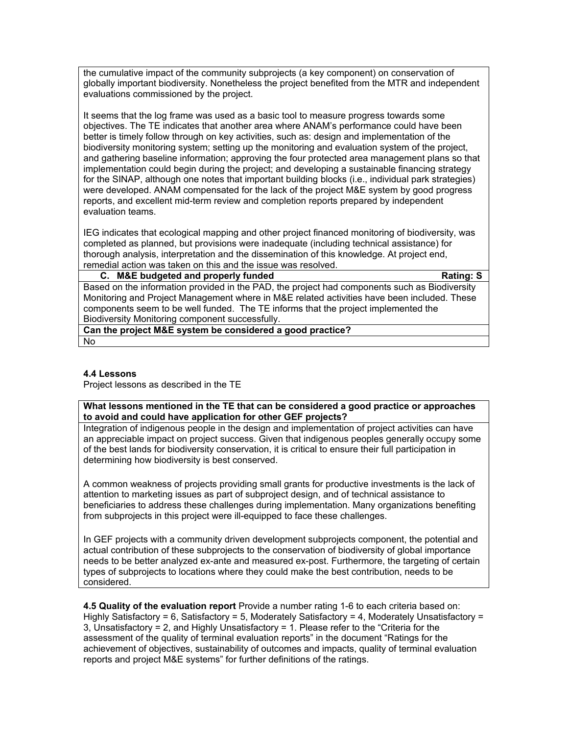the cumulative impact of the community subprojects (a key component) on conservation of globally important biodiversity. Nonetheless the project benefited from the MTR and independent evaluations commissioned by the project.

It seems that the log frame was used as a basic tool to measure progress towards some objectives. The TE indicates that another area where ANAM's performance could have been better is timely follow through on key activities, such as: design and implementation of the biodiversity monitoring system; setting up the monitoring and evaluation system of the project, and gathering baseline information; approving the four protected area management plans so that implementation could begin during the project; and developing a sustainable financing strategy for the SINAP, although one notes that important building blocks (i.e., individual park strategies) were developed. ANAM compensated for the lack of the project M&E system by good progress reports, and excellent mid-term review and completion reports prepared by independent evaluation teams.

IEG indicates that ecological mapping and other project financed monitoring of biodiversity, was completed as planned, but provisions were inadequate (including technical assistance) for thorough analysis, interpretation and the dissemination of this knowledge. At project end, remedial action was taken on this and the issue was resolved.

| **C. M&E budgeted and properly funded** | **Rating: S** |
|---|---|
| Based on the information provided in the PAD, the project had components such as Biodiversity Monitoring and Project Management where in M&E related activities have been included. These components seem to be well funded. The TE informs that the project implemented the Biodiversity Monitoring component successfully. | |
| **Can the project M&E system be considered a good practice?** | |
| No | |

**4.4 Lessons**

Project lessons as described in the TE

| **What lessons mentioned in the TE that can be considered a good practice or approaches to avoid and could have application for other GEF projects?** |
|---|
| Integration of indigenous people in the design and implementation of project activities can have an appreciable impact on project success. Given that indigenous peoples generally occupy some of the best lands for biodiversity conservation, it is critical to ensure their full participation in determining how biodiversity is best conserved.<br><br>A common weakness of projects providing small grants for productive investments is the lack of attention to marketing issues as part of subproject design, and of technical assistance to beneficiaries to address these challenges during implementation. Many organizations benefiting from subprojects in this project were ill-equipped to face these challenges.<br><br>In GEF projects with a community driven development subprojects component, the potential and actual contribution of these subprojects to the conservation of biodiversity of global importance needs to be better analyzed ex-ante and measured ex-post. Furthermore, the targeting of certain types of subprojects to locations where they could make the best contribution, needs to be considered. |

**4.5 Quality of the evaluation report** Provide a number rating 1-6 to each criteria based on: Highly Satisfactory = 6, Satisfactory = 5, Moderately Satisfactory = 4, Moderately Unsatisfactory = 3, Unsatisfactory = 2, and Highly Unsatisfactory = 1. Please refer to the "Criteria for the assessment of the quality of terminal evaluation reports" in the document "Ratings for the achievement of objectives, sustainability of outcomes and impacts, quality of terminal evaluation reports and project M&E systems" for further definitions of the ratings.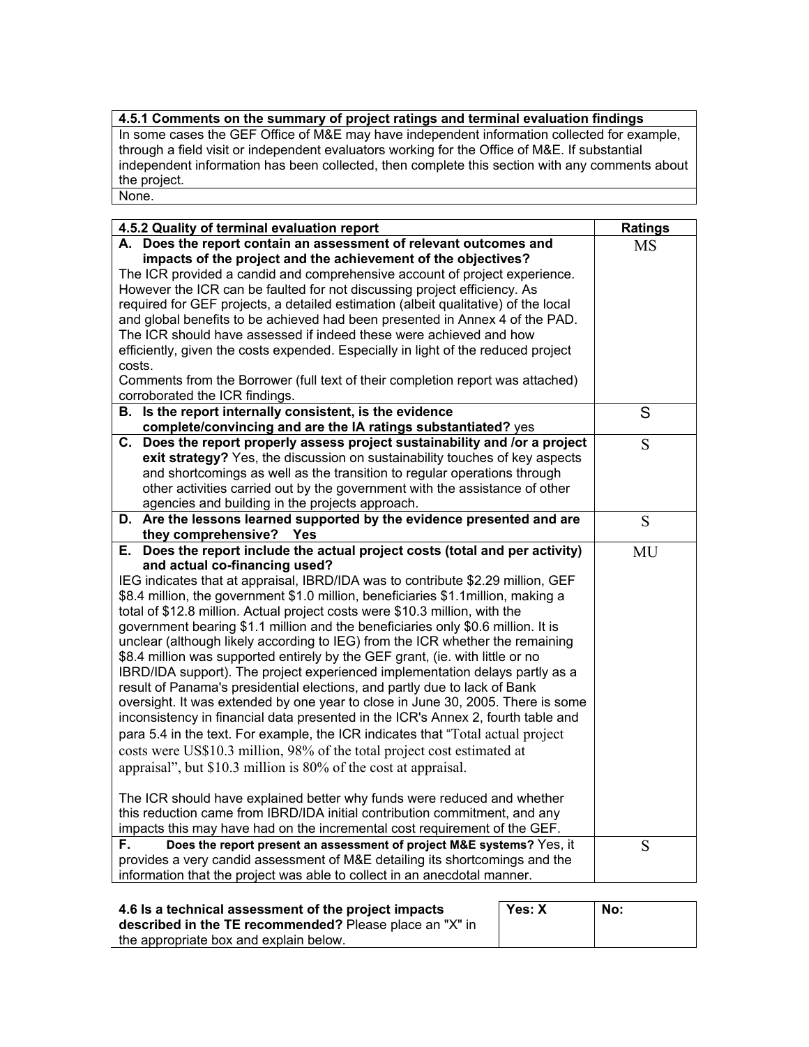| 4.5.1 Comments on the summary of project ratings and terminal evaluation findings |
|---|
| In some cases the GEF Office of M&E may have independent information collected for example, through a field visit or independent evaluators working for the Office of M&E. If substantial independent information has been collected, then complete this section with any comments about the project. |
| None. |

| 4.5.2 Quality of terminal evaluation report | Ratings |
|---|---|
| **A. Does the report contain an assessment of relevant outcomes and impacts of the project and the achievement of the objectives?** The ICR provided a candid and comprehensive account of project experience. However the ICR can be faulted for not discussing project efficiency. As required for GEF projects, a detailed estimation (albeit qualitative) of the local and global benefits to be achieved had been presented in Annex 4 of the PAD. The ICR should have assessed if indeed these were achieved and how efficiently, given the costs expended. Especially in light of the reduced project costs. Comments from the Borrower (full text of their completion report was attached) corroborated the ICR findings. | MS |
| **B. Is the report internally consistent, is the evidence complete/convincing and are the IA ratings substantiated?** yes | S |
| **C. Does the report properly assess project sustainability and /or a project exit strategy?** Yes, the discussion on sustainability touches of key aspects and shortcomings as well as the transition to regular operations through other activities carried out by the government with the assistance of other agencies and building in the projects approach. | S |
| **D. Are the lessons learned supported by the evidence presented and are they comprehensive? Yes** | S |
| **E. Does the report include the actual project costs (total and per activity) and actual co-financing used?** IEG indicates that at appraisal, IBRD/IDA was to contribute $2.29 million, GEF $8.4 million, the government $1.0 million, beneficiaries $1.1million, making a total of $12.8 million. Actual project costs were $10.3 million, with the government bearing $1.1 million and the beneficiaries only $0.6 million. It is unclear (although likely according to IEG) from the ICR whether the remaining $8.4 million was supported entirely by the GEF grant, (ie. with little or no IBRD/IDA support). The project experienced implementation delays partly as a result of Panama's presidential elections, and partly due to lack of Bank oversight. It was extended by one year to close in June 30, 2005. There is some inconsistency in financial data presented in the ICR's Annex 2, fourth table and para 5.4 in the text. For example, the ICR indicates that "Total actual project costs were US$10.3 million, 98% of the total project cost estimated at appraisal", but $10.3 million is 80% of the cost at appraisal.<br><br>The ICR should have explained better why funds were reduced and whether this reduction came from IBRD/IDA initial contribution commitment, and any impacts this may have had on the incremental cost requirement of the GEF. | MU |
| **F. Does the report present an assessment of project M&E systems?** Yes, it provides a very candid assessment of M&E detailing its shortcomings and the information that the project was able to collect in an anecdotal manner. | S |

| **4.6 Is a technical assessment of the project impacts described in the TE recommended?** Please place an "X" in the appropriate box and explain below. | Yes: X | No: |
|---|---|---|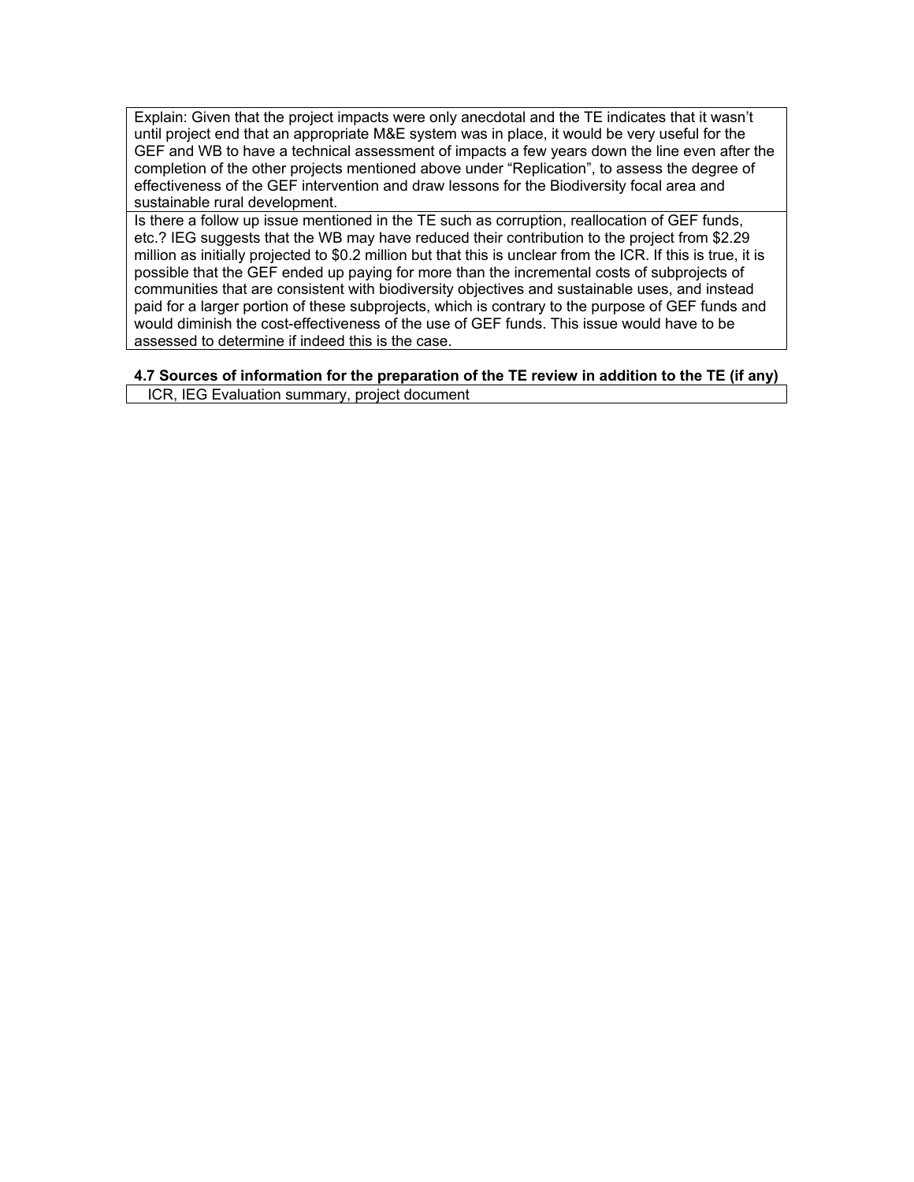| |
|---|
| Explain: Given that the project impacts were only anecdotal and the TE indicates that it wasn't until project end that an appropriate M&E system was in place, it would be very useful for the GEF and WB to have a technical assessment of impacts a few years down the line even after the completion of the other projects mentioned above under "Replication", to assess the degree of effectiveness of the GEF intervention and draw lessons for the Biodiversity focal area and sustainable rural development. |
| Is there a follow up issue mentioned in the TE such as corruption, reallocation of GEF funds, etc.? IEG suggests that the WB may have reduced their contribution to the project from $2.29 million as initially projected to $0.2 million but that this is unclear from the ICR. If this is true, it is possible that the GEF ended up paying for more than the incremental costs of subprojects of communities that are consistent with biodiversity objectives and sustainable uses, and instead paid for a larger portion of these subprojects, which is contrary to the purpose of GEF funds and would diminish the cost-effectiveness of the use of GEF funds. This issue would have to be assessed to determine if indeed this is the case. |

**4.7 Sources of information for the preparation of the TE review in addition to the TE (if any)**

| |
|---|
| ICR, IEG Evaluation summary, project document |